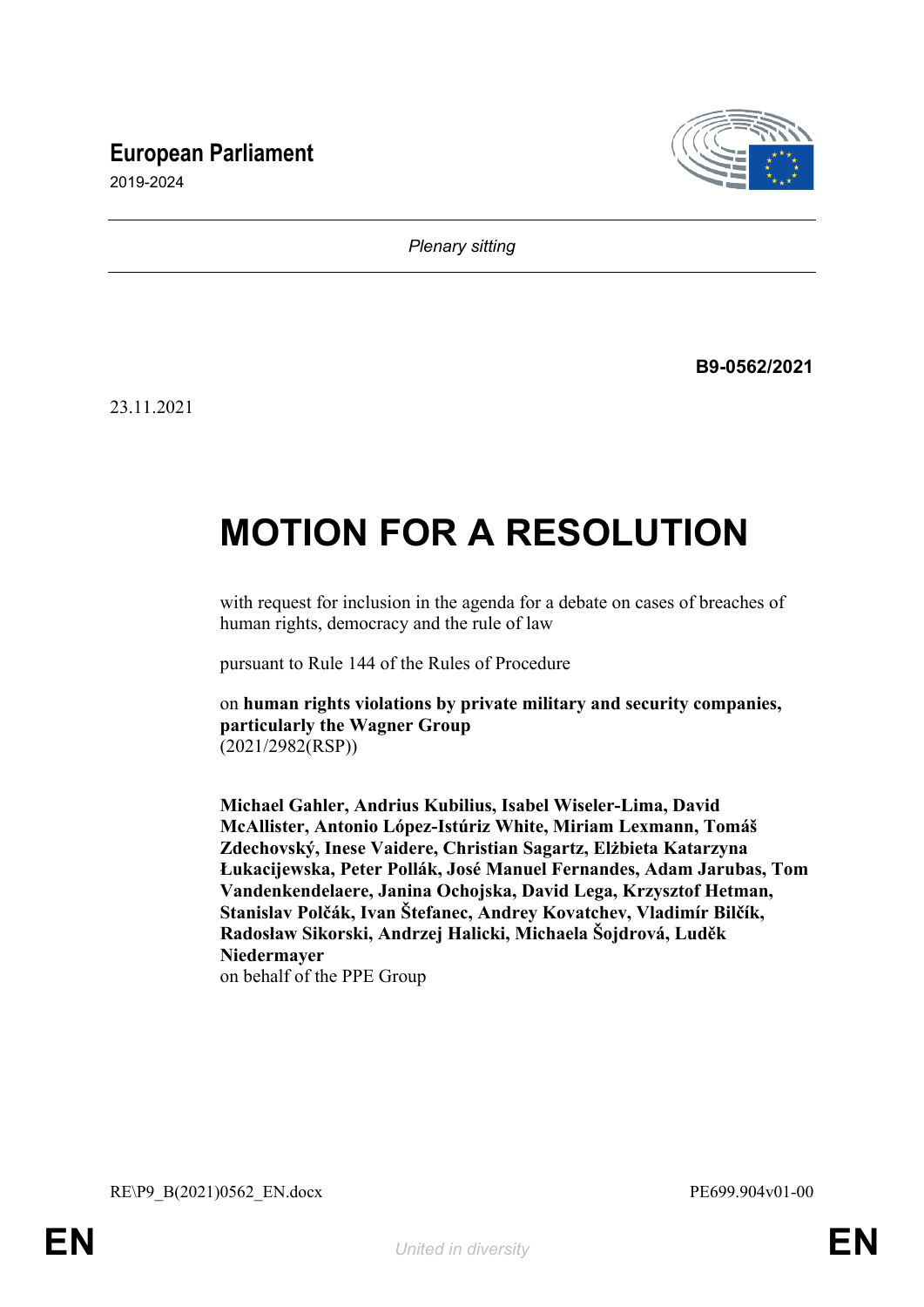European Parliament

2019-2024

*Plenary sitting*

**B9-0562/2021**

23.11.2021

# MOTION FOR A RESOLUTION

with request for inclusion in the agenda for a debate on cases of breaches of human rights, democracy and the rule of law

pursuant to Rule 144 of the Rules of Procedure

on **human rights violations by private military and security companies, particularly the Wagner Group**
(2021/2982(RSP))

**Michael Gahler, Andrius Kubilius, Isabel Wiseler-Lima, David McAllister, Antonio López-Istúriz White, Miriam Lexmann, Tomáš Zdechovský, Inese Vaidere, Christian Sagartz, Elżbieta Katarzyna Łukacijewska, Peter Pollák, José Manuel Fernandes, Adam Jarubas, Tom Vandenkendelaere, Janina Ochojska, David Lega, Krzysztof Hetman, Stanislav Polčák, Ivan Štefanec, Andrey Kovatchev, Vladimír Bilčík, Radosław Sikorski, Andrzej Halicki, Michaela Šojdrová, Luděk Niedermayer**
on behalf of the PPE Group

RE\P9_B(2021)0562_EN.docx PE699.904v01-00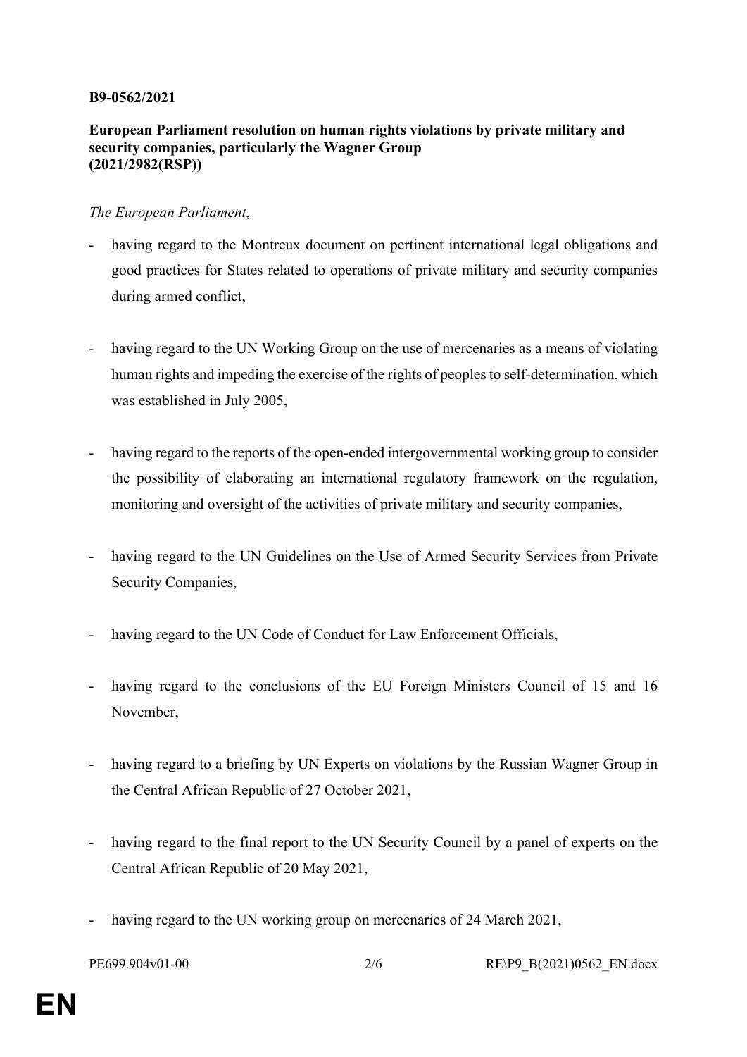**B9-0562/2021**

**European Parliament resolution on human rights violations by private military and security companies, particularly the Wagner Group**
**(2021/2982(RSP))**

*The European Parliament*,

- having regard to the Montreux document on pertinent international legal obligations and good practices for States related to operations of private military and security companies during armed conflict,

- having regard to the UN Working Group on the use of mercenaries as a means of violating human rights and impeding the exercise of the rights of peoples to self-determination, which was established in July 2005,

- having regard to the reports of the open-ended intergovernmental working group to consider the possibility of elaborating an international regulatory framework on the regulation, monitoring and oversight of the activities of private military and security companies,

- having regard to the UN Guidelines on the Use of Armed Security Services from Private Security Companies,

- having regard to the UN Code of Conduct for Law Enforcement Officials,

- having regard to the conclusions of the EU Foreign Ministers Council of 15 and 16 November,

- having regard to a briefing by UN Experts on violations by the Russian Wagner Group in the Central African Republic of 27 October 2021,

- having regard to the final report to the UN Security Council by a panel of experts on the Central African Republic of 20 May 2021,

- having regard to the UN working group on mercenaries of 24 March 2021,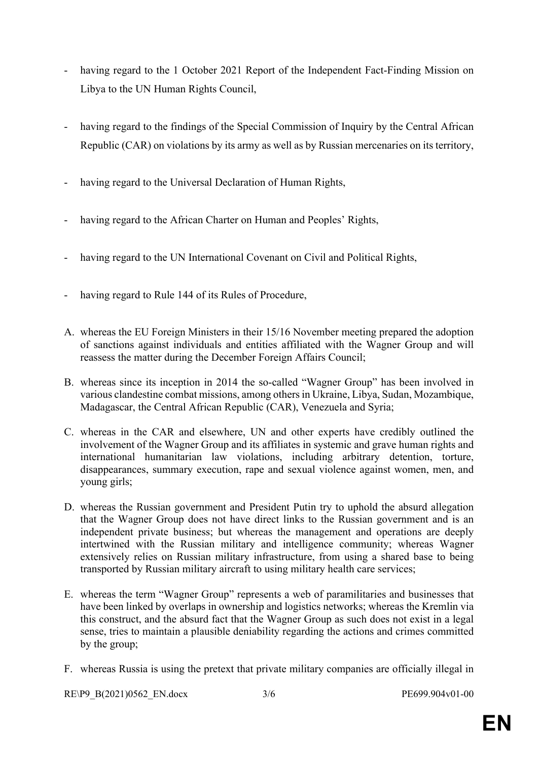- having regard to the 1 October 2021 Report of the Independent Fact-Finding Mission on Libya to the UN Human Rights Council,

- having regard to the findings of the Special Commission of Inquiry by the Central African Republic (CAR) on violations by its army as well as by Russian mercenaries on its territory,

- having regard to the Universal Declaration of Human Rights,

- having regard to the African Charter on Human and Peoples' Rights,

- having regard to the UN International Covenant on Civil and Political Rights,

- having regard to Rule 144 of its Rules of Procedure,

A. whereas the EU Foreign Ministers in their 15/16 November meeting prepared the adoption of sanctions against individuals and entities affiliated with the Wagner Group and will reassess the matter during the December Foreign Affairs Council;

B. whereas since its inception in 2014 the so-called "Wagner Group" has been involved in various clandestine combat missions, among others in Ukraine, Libya, Sudan, Mozambique, Madagascar, the Central African Republic (CAR), Venezuela and Syria;

C. whereas in the CAR and elsewhere, UN and other experts have credibly outlined the involvement of the Wagner Group and its affiliates in systemic and grave human rights and international humanitarian law violations, including arbitrary detention, torture, disappearances, summary execution, rape and sexual violence against women, men, and young girls;

D. whereas the Russian government and President Putin try to uphold the absurd allegation that the Wagner Group does not have direct links to the Russian government and is an independent private business; but whereas the management and operations are deeply intertwined with the Russian military and intelligence community; whereas Wagner extensively relies on Russian military infrastructure, from using a shared base to being transported by Russian military aircraft to using military health care services;

E. whereas the term "Wagner Group" represents a web of paramilitaries and businesses that have been linked by overlaps in ownership and logistics networks; whereas the Kremlin via this construct, and the absurd fact that the Wagner Group as such does not exist in a legal sense, tries to maintain a plausible deniability regarding the actions and crimes committed by the group;

F. whereas Russia is using the pretext that private military companies are officially illegal in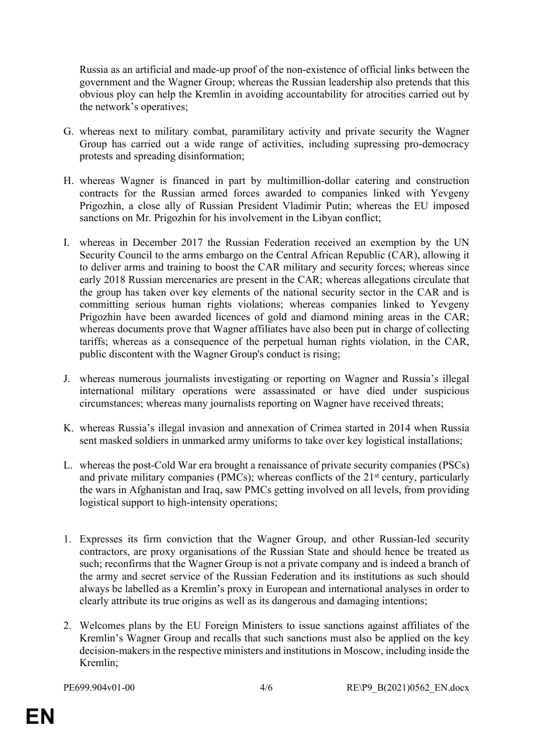Russia as an artificial and made-up proof of the non-existence of official links between the government and the Wagner Group; whereas the Russian leadership also pretends that this obvious ploy can help the Kremlin in avoiding accountability for atrocities carried out by the network's operatives;

G. whereas next to military combat, paramilitary activity and private security the Wagner Group has carried out a wide range of activities, including supressing pro-democracy protests and spreading disinformation;

H. whereas Wagner is financed in part by multimillion-dollar catering and construction contracts for the Russian armed forces awarded to companies linked with Yevgeny Prigozhin, a close ally of Russian President Vladimir Putin; whereas the EU imposed sanctions on Mr. Prigozhin for his involvement in the Libyan conflict;

I. whereas in December 2017 the Russian Federation received an exemption by the UN Security Council to the arms embargo on the Central African Republic (CAR), allowing it to deliver arms and training to boost the CAR military and security forces; whereas since early 2018 Russian mercenaries are present in the CAR; whereas allegations circulate that the group has taken over key elements of the national security sector in the CAR and is committing serious human rights violations; whereas companies linked to Yevgeny Prigozhin have been awarded licences of gold and diamond mining areas in the CAR; whereas documents prove that Wagner affiliates have also been put in charge of collecting tariffs; whereas as a consequence of the perpetual human rights violation, in the CAR, public discontent with the Wagner Group's conduct is rising;

J. whereas numerous journalists investigating or reporting on Wagner and Russia's illegal international military operations were assassinated or have died under suspicious circumstances; whereas many journalists reporting on Wagner have received threats;

K. whereas Russia's illegal invasion and annexation of Crimea started in 2014 when Russia sent masked soldiers in unmarked army uniforms to take over key logistical installations;

L. whereas the post-Cold War era brought a renaissance of private security companies (PSCs) and private military companies (PMCs); whereas conflicts of the 21st century, particularly the wars in Afghanistan and Iraq, saw PMCs getting involved on all levels, from providing logistical support to high-intensity operations;

1. Expresses its firm conviction that the Wagner Group, and other Russian-led security contractors, are proxy organisations of the Russian State and should hence be treated as such; reconfirms that the Wagner Group is not a private company and is indeed a branch of the army and secret service of the Russian Federation and its institutions as such should always be labelled as a Kremlin's proxy in European and international analyses in order to clearly attribute its true origins as well as its dangerous and damaging intentions;

2. Welcomes plans by the EU Foreign Ministers to issue sanctions against affiliates of the Kremlin's Wagner Group and recalls that such sanctions must also be applied on the key decision-makers in the respective ministers and institutions in Moscow, including inside the Kremlin;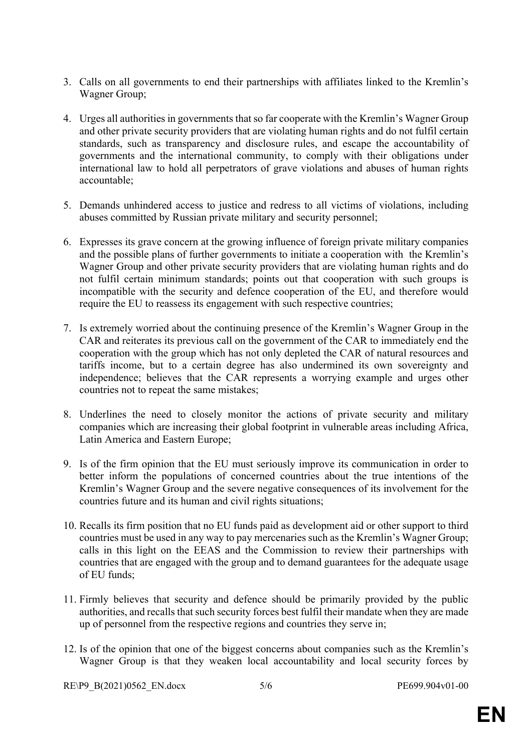3. Calls on all governments to end their partnerships with affiliates linked to the Kremlin's Wagner Group;

4. Urges all authorities in governments that so far cooperate with the Kremlin's Wagner Group and other private security providers that are violating human rights and do not fulfil certain standards, such as transparency and disclosure rules, and escape the accountability of governments and the international community, to comply with their obligations under international law to hold all perpetrators of grave violations and abuses of human rights accountable;

5. Demands unhindered access to justice and redress to all victims of violations, including abuses committed by Russian private military and security personnel;

6. Expresses its grave concern at the growing influence of foreign private military companies and the possible plans of further governments to initiate a cooperation with the Kremlin's Wagner Group and other private security providers that are violating human rights and do not fulfil certain minimum standards; points out that cooperation with such groups is incompatible with the security and defence cooperation of the EU, and therefore would require the EU to reassess its engagement with such respective countries;

7. Is extremely worried about the continuing presence of the Kremlin's Wagner Group in the CAR and reiterates its previous call on the government of the CAR to immediately end the cooperation with the group which has not only depleted the CAR of natural resources and tariffs income, but to a certain degree has also undermined its own sovereignty and independence; believes that the CAR represents a worrying example and urges other countries not to repeat the same mistakes;

8. Underlines the need to closely monitor the actions of private security and military companies which are increasing their global footprint in vulnerable areas including Africa, Latin America and Eastern Europe;

9. Is of the firm opinion that the EU must seriously improve its communication in order to better inform the populations of concerned countries about the true intentions of the Kremlin's Wagner Group and the severe negative consequences of its involvement for the countries future and its human and civil rights situations;

10. Recalls its firm position that no EU funds paid as development aid or other support to third countries must be used in any way to pay mercenaries such as the Kremlin's Wagner Group; calls in this light on the EEAS and the Commission to review their partnerships with countries that are engaged with the group and to demand guarantees for the adequate usage of EU funds;

11. Firmly believes that security and defence should be primarily provided by the public authorities, and recalls that such security forces best fulfil their mandate when they are made up of personnel from the respective regions and countries they serve in;

12. Is of the opinion that one of the biggest concerns about companies such as the Kremlin's Wagner Group is that they weaken local accountability and local security forces by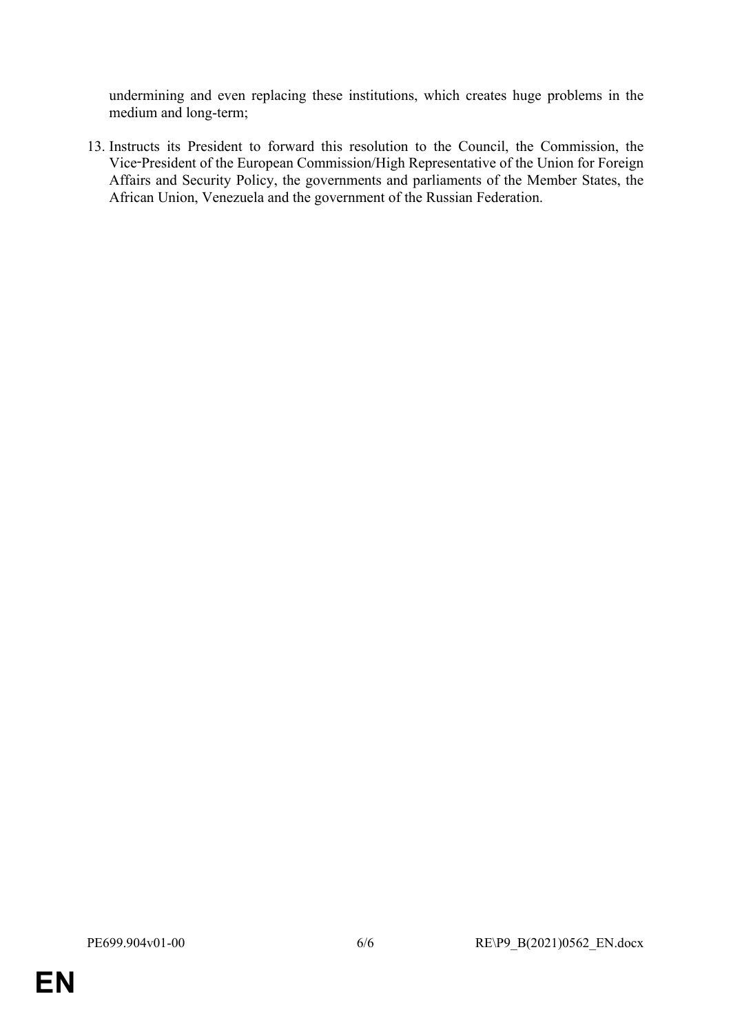undermining and even replacing these institutions, which creates huge problems in the medium and long-term;

13. Instructs its President to forward this resolution to the Council, the Commission, the Vice-President of the European Commission/High Representative of the Union for Foreign Affairs and Security Policy, the governments and parliaments of the Member States, the African Union, Venezuela and the government of the Russian Federation.